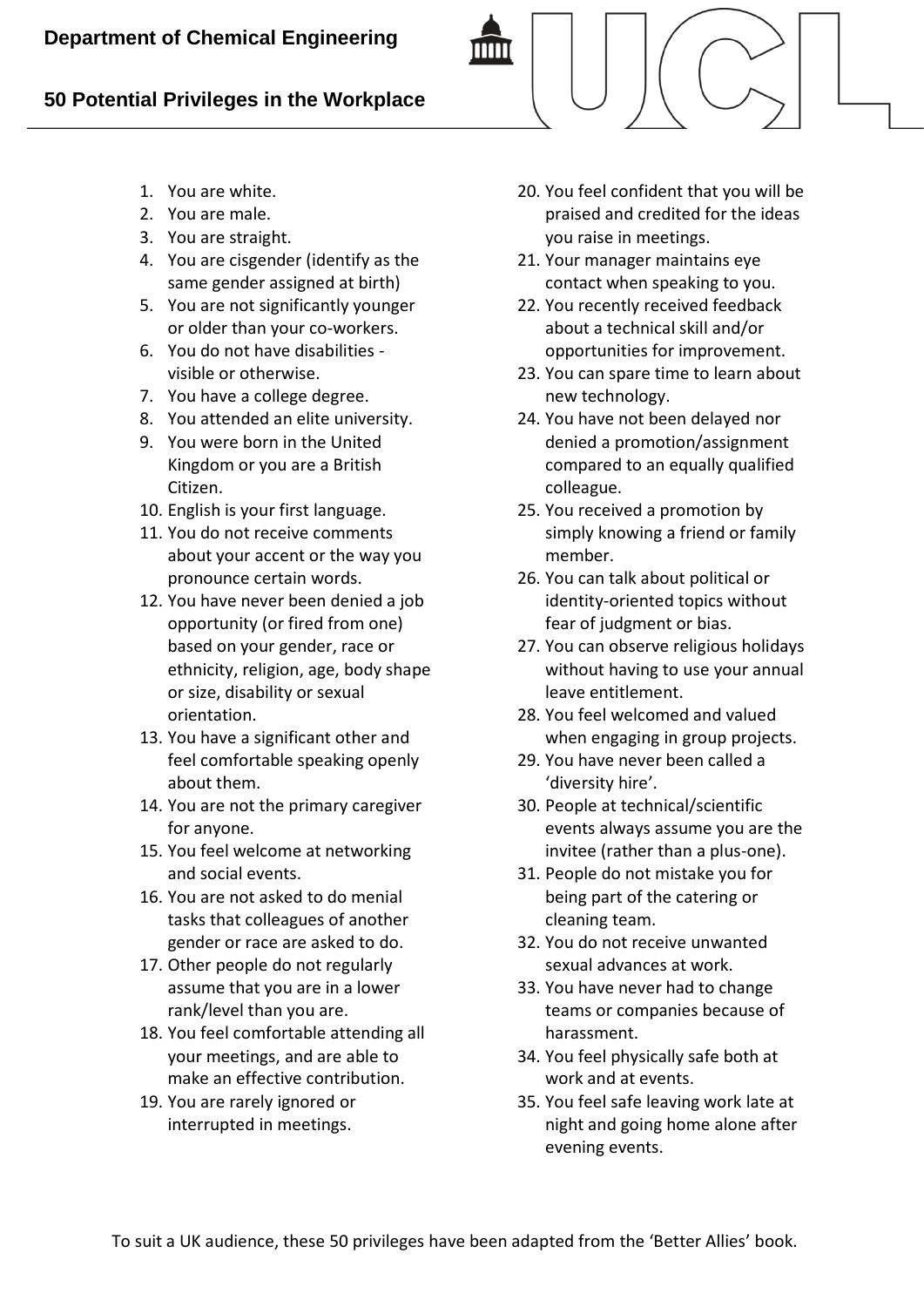**Department of Chemical Engineering**

# 50 Potential Privileges in the Workplace

1. You are white.
2. You are male.
3. You are straight.
4. You are cisgender (identify as the same gender assigned at birth)
5. You are not significantly younger or older than your co-workers.
6. You do not have disabilities - visible or otherwise.
7. You have a college degree.
8. You attended an elite university.
9. You were born in the United Kingdom or you are a British Citizen.
10. English is your first language.
11. You do not receive comments about your accent or the way you pronounce certain words.
12. You have never been denied a job opportunity (or fired from one) based on your gender, race or ethnicity, religion, age, body shape or size, disability or sexual orientation.
13. You have a significant other and feel comfortable speaking openly about them.
14. You are not the primary caregiver for anyone.
15. You feel welcome at networking and social events.
16. You are not asked to do menial tasks that colleagues of another gender or race are asked to do.
17. Other people do not regularly assume that you are in a lower rank/level than you are.
18. You feel comfortable attending all your meetings, and are able to make an effective contribution.
19. You are rarely ignored or interrupted in meetings.
20. You feel confident that you will be praised and credited for the ideas you raise in meetings.
21. Your manager maintains eye contact when speaking to you.
22. You recently received feedback about a technical skill and/or opportunities for improvement.
23. You can spare time to learn about new technology.
24. You have not been delayed nor denied a promotion/assignment compared to an equally qualified colleague.
25. You received a promotion by simply knowing a friend or family member.
26. You can talk about political or identity-oriented topics without fear of judgment or bias.
27. You can observe religious holidays without having to use your annual leave entitlement.
28. You feel welcomed and valued when engaging in group projects.
29. You have never been called a 'diversity hire'.
30. People at technical/scientific events always assume you are the invitee (rather than a plus-one).
31. People do not mistake you for being part of the catering or cleaning team.
32. You do not receive unwanted sexual advances at work.
33. You have never had to change teams or companies because of harassment.
34. You feel physically safe both at work and at events.
35. You feel safe leaving work late at night and going home alone after evening events.

To suit a UK audience, these 50 privileges have been adapted from the 'Better Allies' book.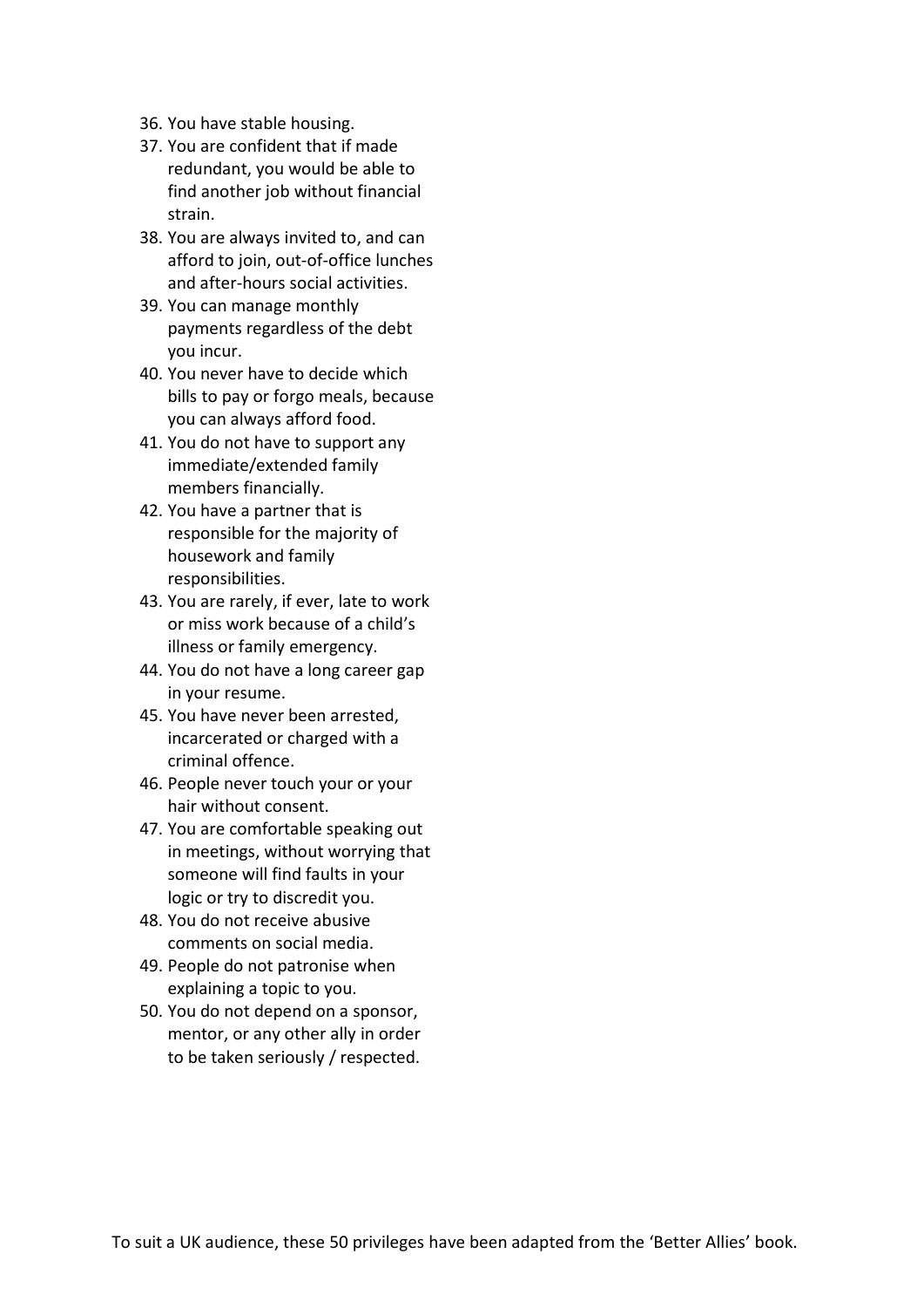36. You have stable housing.
37. You are confident that if made redundant, you would be able to find another job without financial strain.
38. You are always invited to, and can afford to join, out-of-office lunches and after-hours social activities.
39. You can manage monthly payments regardless of the debt you incur.
40. You never have to decide which bills to pay or forgo meals, because you can always afford food.
41. You do not have to support any immediate/extended family members financially.
42. You have a partner that is responsible for the majority of housework and family responsibilities.
43. You are rarely, if ever, late to work or miss work because of a child's illness or family emergency.
44. You do not have a long career gap in your resume.
45. You have never been arrested, incarcerated or charged with a criminal offence.
46. People never touch your or your hair without consent.
47. You are comfortable speaking out in meetings, without worrying that someone will find faults in your logic or try to discredit you.
48. You do not receive abusive comments on social media.
49. People do not patronise when explaining a topic to you.
50. You do not depend on a sponsor, mentor, or any other ally in order to be taken seriously / respected.

To suit a UK audience, these 50 privileges have been adapted from the 'Better Allies' book.